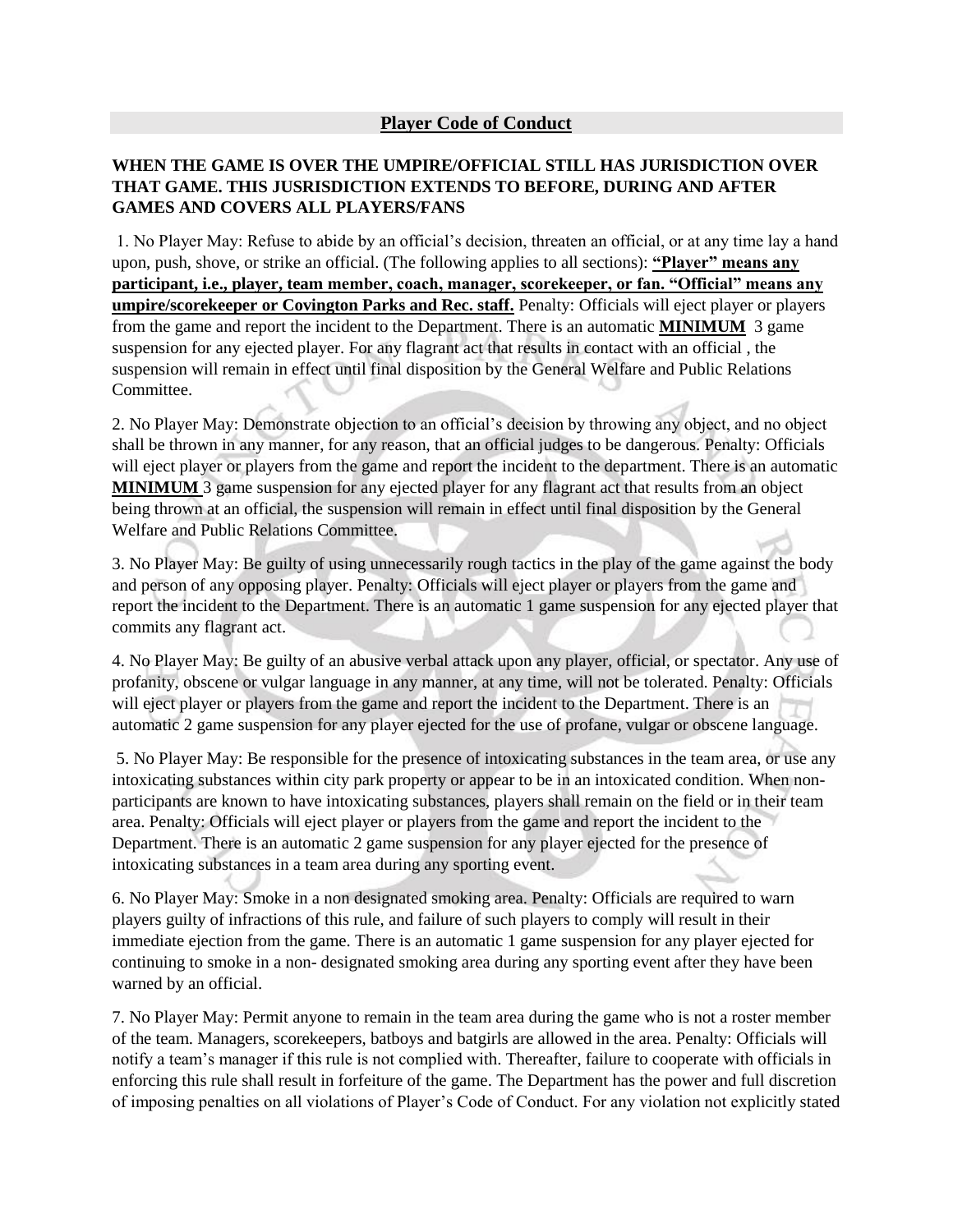## Player Code of Conduct

**WHEN THE GAME IS OVER THE UMPIRE/OFFICIAL STILL HAS JURISDICTION OVER THAT GAME. THIS JUSRISDICTION EXTENDS TO BEFORE, DURING AND AFTER GAMES AND COVERS ALL PLAYERS/FANS**

1. No Player May: Refuse to abide by an official's decision, threaten an official, or at any time lay a hand upon, push, shove, or strike an official. (The following applies to all sections): **"Player" means any participant, i.e., player, team member, coach, manager, scorekeeper, or fan. "Official" means any umpire/scorekeeper or Covington Parks and Rec. staff.** Penalty: Officials will eject player or players from the game and report the incident to the Department. There is an automatic **MINIMUM** 3 game suspension for any ejected player. For any flagrant act that results in contact with an official , the suspension will remain in effect until final disposition by the General Welfare and Public Relations Committee.

2. No Player May: Demonstrate objection to an official's decision by throwing any object, and no object shall be thrown in any manner, for any reason, that an official judges to be dangerous. Penalty: Officials will eject player or players from the game and report the incident to the department. There is an automatic **MINIMUM** 3 game suspension for any ejected player for any flagrant act that results from an object being thrown at an official, the suspension will remain in effect until final disposition by the General Welfare and Public Relations Committee.

3. No Player May: Be guilty of using unnecessarily rough tactics in the play of the game against the body and person of any opposing player. Penalty: Officials will eject player or players from the game and report the incident to the Department. There is an automatic 1 game suspension for any ejected player that commits any flagrant act.

4. No Player May: Be guilty of an abusive verbal attack upon any player, official, or spectator. Any use of profanity, obscene or vulgar language in any manner, at any time, will not be tolerated. Penalty: Officials will eject player or players from the game and report the incident to the Department. There is an automatic 2 game suspension for any player ejected for the use of profane, vulgar or obscene language.

5. No Player May: Be responsible for the presence of intoxicating substances in the team area, or use any intoxicating substances within city park property or appear to be in an intoxicated condition. When non-participants are known to have intoxicating substances, players shall remain on the field or in their team area. Penalty: Officials will eject player or players from the game and report the incident to the Department. There is an automatic 2 game suspension for any player ejected for the presence of intoxicating substances in a team area during any sporting event.

6. No Player May: Smoke in a non designated smoking area. Penalty: Officials are required to warn players guilty of infractions of this rule, and failure of such players to comply will result in their immediate ejection from the game. There is an automatic 1 game suspension for any player ejected for continuing to smoke in a non- designated smoking area during any sporting event after they have been warned by an official.

7. No Player May: Permit anyone to remain in the team area during the game who is not a roster member of the team. Managers, scorekeepers, batboys and batgirls are allowed in the area. Penalty: Officials will notify a team's manager if this rule is not complied with. Thereafter, failure to cooperate with officials in enforcing this rule shall result in forfeiture of the game. The Department has the power and full discretion of imposing penalties on all violations of Player's Code of Conduct. For any violation not explicitly stated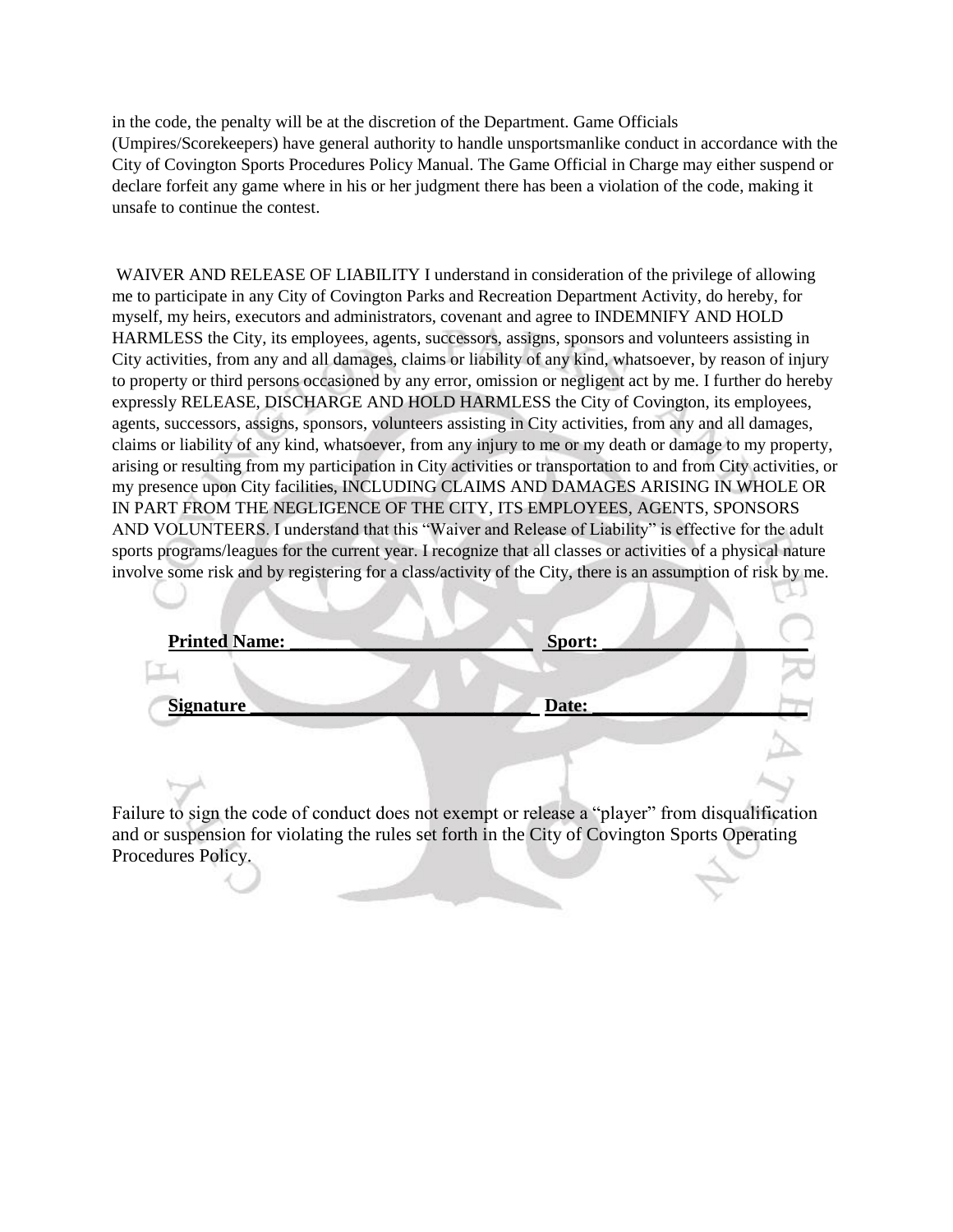in the code, the penalty will be at the discretion of the Department. Game Officials (Umpires/Scorekeepers) have general authority to handle unsportsmanlike conduct in accordance with the City of Covington Sports Procedures Policy Manual. The Game Official in Charge may either suspend or declare forfeit any game where in his or her judgment there has been a violation of the code, making it unsafe to continue the contest.

WAIVER AND RELEASE OF LIABILITY I understand in consideration of the privilege of allowing me to participate in any City of Covington Parks and Recreation Department Activity, do hereby, for myself, my heirs, executors and administrators, covenant and agree to INDEMNIFY AND HOLD HARMLESS the City, its employees, agents, successors, assigns, sponsors and volunteers assisting in City activities, from any and all damages, claims or liability of any kind, whatsoever, by reason of injury to property or third persons occasioned by any error, omission or negligent act by me. I further do hereby expressly RELEASE, DISCHARGE AND HOLD HARMLESS the City of Covington, its employees, agents, successors, assigns, sponsors, volunteers assisting in City activities, from any and all damages, claims or liability of any kind, whatsoever, from any injury to me or my death or damage to my property, arising or resulting from my participation in City activities or transportation to and from City activities, or my presence upon City facilities, INCLUDING CLAIMS AND DAMAGES ARISING IN WHOLE OR IN PART FROM THE NEGLIGENCE OF THE CITY, ITS EMPLOYEES, AGENTS, SPONSORS AND VOLUNTEERS. I understand that this "Waiver and Release of Liability" is effective for the adult sports programs/leagues for the current year. I recognize that all classes or activities of a physical nature involve some risk and by registering for a class/activity of the City, there is an assumption of risk by me.

**Printed Name: ___________________________ Sport: ______________________**

**Signature ______________________________ Date: ______________________**

Failure to sign the code of conduct does not exempt or release a "player" from disqualification and or suspension for violating the rules set forth in the City of Covington Sports Operating Procedures Policy.